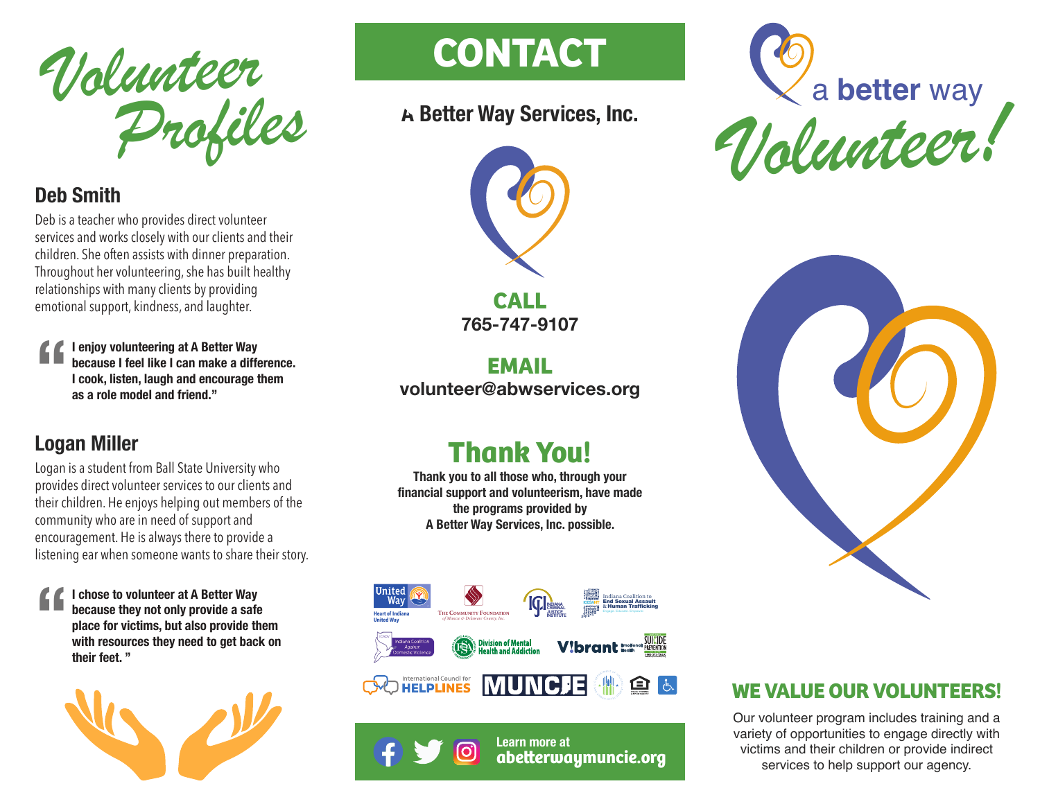# Volunteer Profiles

## Deb Smith

Deb is a teacher who provides direct volunteer services and works closely with our clients and their children. She often assists with dinner preparation. Throughout her volunteering, she has built healthy relationships with many clients by providing emotional support, kindness, and laughter.

> **"I enjoy volunteering at A Better Way because I feel like I can make a difference. I cook, listen, laugh and encourage them as a role model and friend."**

## Logan Miller

Logan is a student from Ball State University who provides direct volunteer services to our clients and their children. He enjoys helping out members of the community who are in need of support and encouragement. He is always there to provide a listening ear when someone wants to share their story.

> **"I chose to volunteer at A Better Way because they not only provide a safe place for victims, but also provide them with resources they need to get back on their feet. "**

# CONTACT

**A Better Way Services, Inc.**

**CALL**
765-747-9107

**EMAIL**
volunteer@abwservices.org

## Thank You!

**Thank you to all those who, through your financial support and volunteerism, have made the programs provided by A Better Way Services, Inc. possible.**

United Way Heart of Indiana United Way · The Community Foundation of Muncie & Delaware County, Inc. · Indiana Criminal Justice Institute · Indiana Coalition to End Sexual Assault & Human Trafficking · Indiana Coalition Against Domestic Violence · Division of Mental Health and Addiction · Vibrant Emotional Health · Suicide Prevention · International Council for Helplines · Muncie

Learn more at **abetterwaymuncie.org**

# a better way Volunteer!

## WE VALUE OUR VOLUNTEERS!

Our volunteer program includes training and a variety of opportunities to engage directly with victims and their children or provide indirect services to help support our agency.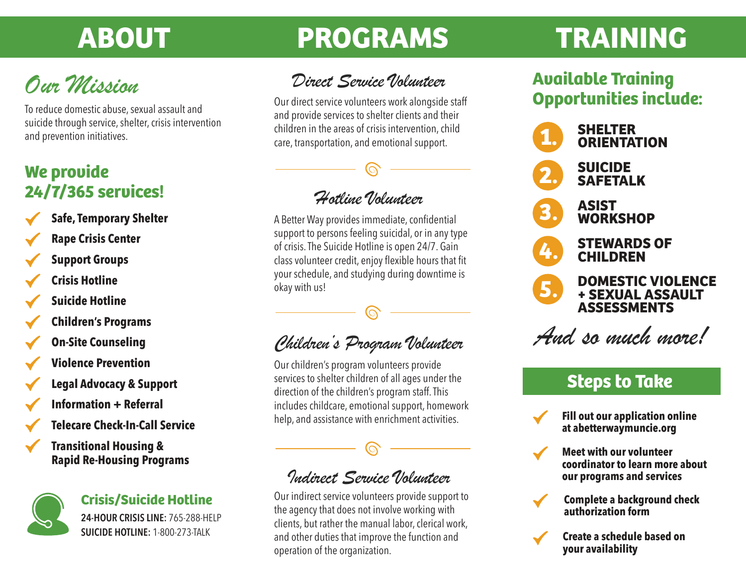# ABOUT

## Our Mission

To reduce domestic abuse, sexual assault and suicide through service, shelter, crisis intervention and prevention initiatives.

### We provide 24/7/365 services!

- Safe, Temporary Shelter
- Rape Crisis Center
- Support Groups
- Crisis Hotline
- Suicide Hotline
- Children's Programs
- On-Site Counseling
- Violence Prevention
- Legal Advocacy & Support
- Information + Referral
- Telecare Check-In-Call Service
- Transitional Housing & Rapid Re-Housing Programs

### Crisis/Suicide Hotline

**24-HOUR CRISIS LINE:** 765-288-HELP
**SUICIDE HOTLINE:** 1-800-273-TALK

# PROGRAMS

## Direct Service Volunteer

Our direct service volunteers work alongside staff and provide services to shelter clients and their children in the areas of crisis intervention, child care, transportation, and emotional support.

## Hotline Volunteer

A Better Way provides immediate, confidential support to persons feeling suicidal, or in any type of crisis. The Suicide Hotline is open 24/7. Gain class volunteer credit, enjoy flexible hours that fit your schedule, and studying during downtime is okay with us!

## Children's Program Volunteer

Our children's program volunteers provide services to shelter children of all ages under the direction of the children's program staff. This includes childcare, emotional support, homework help, and assistance with enrichment activities.

## Indirect Service Volunteer

Our indirect service volunteers provide support to the agency that does not involve working with clients, but rather the manual labor, clerical work, and other duties that improve the function and operation of the organization.

# TRAINING

## Available Training Opportunities include:

1. SHELTER ORIENTATION
2. SUICIDE SAFETALK
3. ASIST WORKSHOP
4. STEWARDS OF CHILDREN
5. DOMESTIC VIOLENCE + SEXUAL ASSAULT ASSESSMENTS

*And so much more!*

## Steps to Take

- Fill out our application online at abetterwaymuncie.org
- Meet with our volunteer coordinator to learn more about our programs and services
- Complete a background check authorization form
- Create a schedule based on your availability